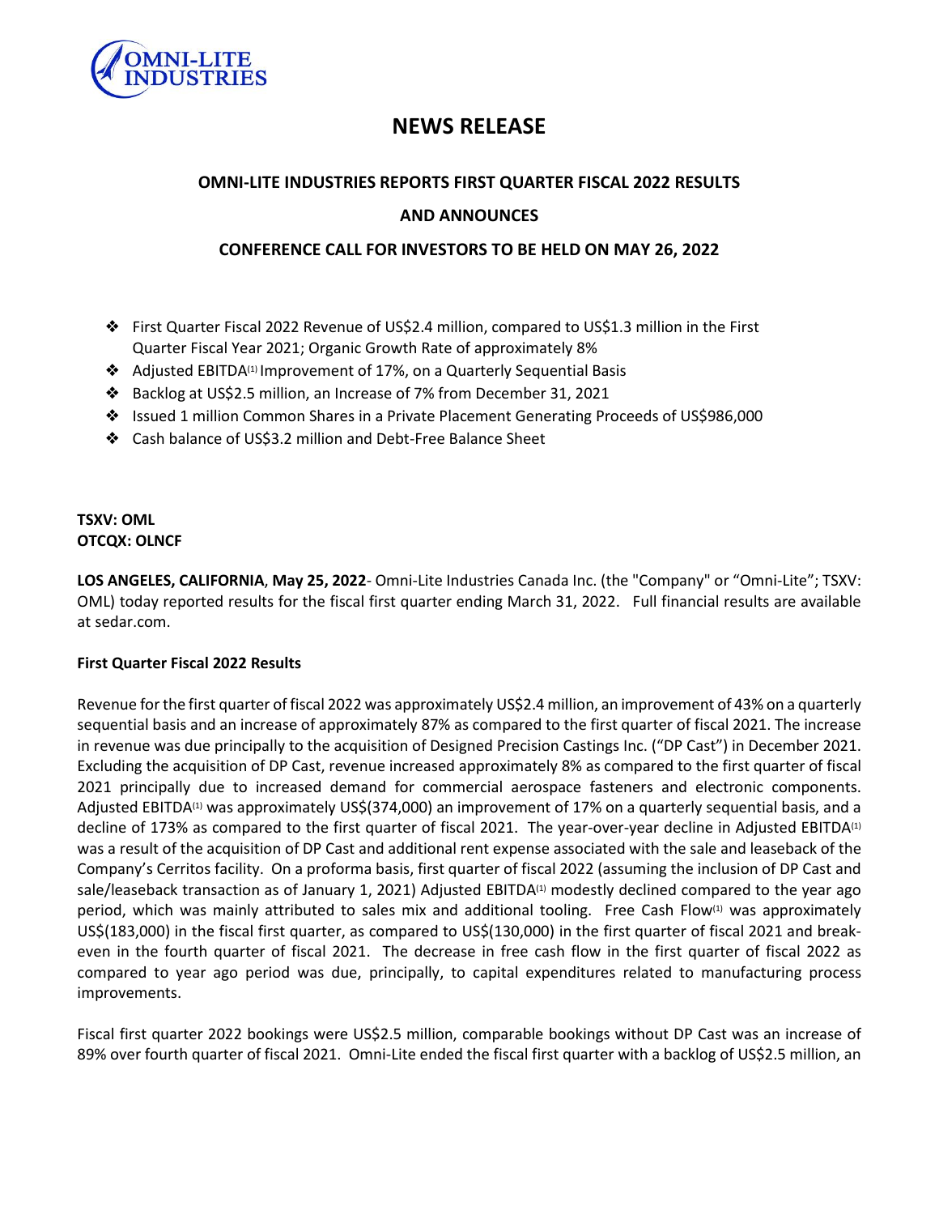# NEWS RELEASE

## OMNI-LITE INDUSTRIES REPORTS FIRST QUARTER FISCAL 2022 RESULTS

## AND ANNOUNCES

## CONFERENCE CALL FOR INVESTORS TO BE HELD ON MAY 26, 2022

- First Quarter Fiscal 2022 Revenue of US$2.4 million, compared to US$1.3 million in the First Quarter Fiscal Year 2021; Organic Growth Rate of approximately 8%
- Adjusted EBITDA[(1)] Improvement of 17%, on a Quarterly Sequential Basis
- Backlog at US$2.5 million, an Increase of 7% from December 31, 2021
- Issued 1 million Common Shares in a Private Placement Generating Proceeds of US$986,000
- Cash balance of US$3.2 million and Debt-Free Balance Sheet

**TSXV: OML**
**OTCQX: OLNCF**

**LOS ANGELES, CALIFORNIA**, **May 25, 2022**- Omni-Lite Industries Canada Inc. (the "Company" or "Omni-Lite"; TSXV: OML) today reported results for the fiscal first quarter ending March 31, 2022. Full financial results are available at sedar.com.

**First Quarter Fiscal 2022 Results**

Revenue for the first quarter of fiscal 2022 was approximately US$2.4 million, an improvement of 43% on a quarterly sequential basis and an increase of approximately 87% as compared to the first quarter of fiscal 2021. The increase in revenue was due principally to the acquisition of Designed Precision Castings Inc. ("DP Cast") in December 2021. Excluding the acquisition of DP Cast, revenue increased approximately 8% as compared to the first quarter of fiscal 2021 principally due to increased demand for commercial aerospace fasteners and electronic components. Adjusted EBITDA[(1)] was approximately US$(374,000) an improvement of 17% on a quarterly sequential basis, and a decline of 173% as compared to the first quarter of fiscal 2021. The year-over-year decline in Adjusted EBITDA[(1)] was a result of the acquisition of DP Cast and additional rent expense associated with the sale and leaseback of the Company's Cerritos facility. On a proforma basis, first quarter of fiscal 2022 (assuming the inclusion of DP Cast and sale/leaseback transaction as of January 1, 2021) Adjusted EBITDA[(1)] modestly declined compared to the year ago period, which was mainly attributed to sales mix and additional tooling. Free Cash Flow[(1)] was approximately US$(183,000) in the fiscal first quarter, as compared to US$(130,000) in the first quarter of fiscal 2021 and break-even in the fourth quarter of fiscal 2021. The decrease in free cash flow in the first quarter of fiscal 2022 as compared to year ago period was due, principally, to capital expenditures related to manufacturing process improvements.

Fiscal first quarter 2022 bookings were US$2.5 million, comparable bookings without DP Cast was an increase of 89% over fourth quarter of fiscal 2021. Omni-Lite ended the fiscal first quarter with a backlog of US$2.5 million, an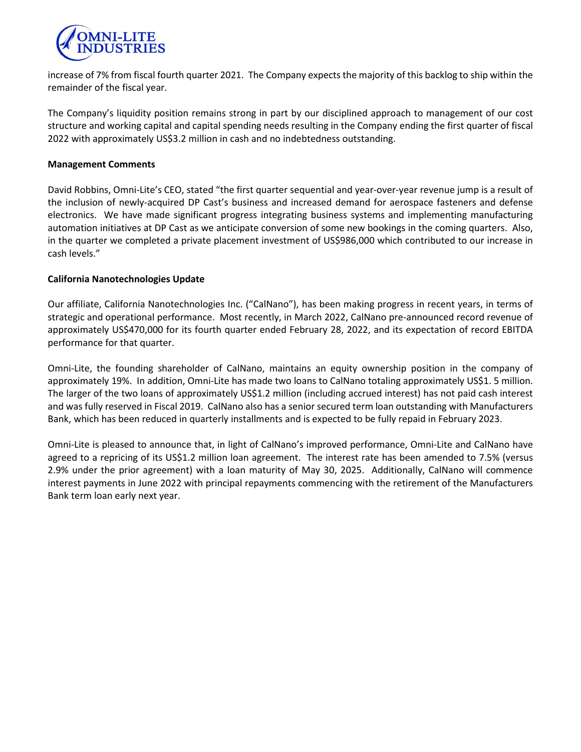increase of 7% from fiscal fourth quarter 2021. The Company expects the majority of this backlog to ship within the remainder of the fiscal year.

The Company's liquidity position remains strong in part by our disciplined approach to management of our cost structure and working capital and capital spending needs resulting in the Company ending the first quarter of fiscal 2022 with approximately US$3.2 million in cash and no indebtedness outstanding.

**Management Comments**

David Robbins, Omni-Lite's CEO, stated "the first quarter sequential and year-over-year revenue jump is a result of the inclusion of newly-acquired DP Cast's business and increased demand for aerospace fasteners and defense electronics. We have made significant progress integrating business systems and implementing manufacturing automation initiatives at DP Cast as we anticipate conversion of some new bookings in the coming quarters. Also, in the quarter we completed a private placement investment of US$986,000 which contributed to our increase in cash levels."

**California Nanotechnologies Update**

Our affiliate, California Nanotechnologies Inc. ("CalNano"), has been making progress in recent years, in terms of strategic and operational performance. Most recently, in March 2022, CalNano pre-announced record revenue of approximately US$470,000 for its fourth quarter ended February 28, 2022, and its expectation of record EBITDA performance for that quarter.

Omni-Lite, the founding shareholder of CalNano, maintains an equity ownership position in the company of approximately 19%. In addition, Omni-Lite has made two loans to CalNano totaling approximately US$1. 5 million. The larger of the two loans of approximately US$1.2 million (including accrued interest) has not paid cash interest and was fully reserved in Fiscal 2019. CalNano also has a senior secured term loan outstanding with Manufacturers Bank, which has been reduced in quarterly installments and is expected to be fully repaid in February 2023.

Omni-Lite is pleased to announce that, in light of CalNano's improved performance, Omni-Lite and CalNano have agreed to a repricing of its US$1.2 million loan agreement. The interest rate has been amended to 7.5% (versus 2.9% under the prior agreement) with a loan maturity of May 30, 2025. Additionally, CalNano will commence interest payments in June 2022 with principal repayments commencing with the retirement of the Manufacturers Bank term loan early next year.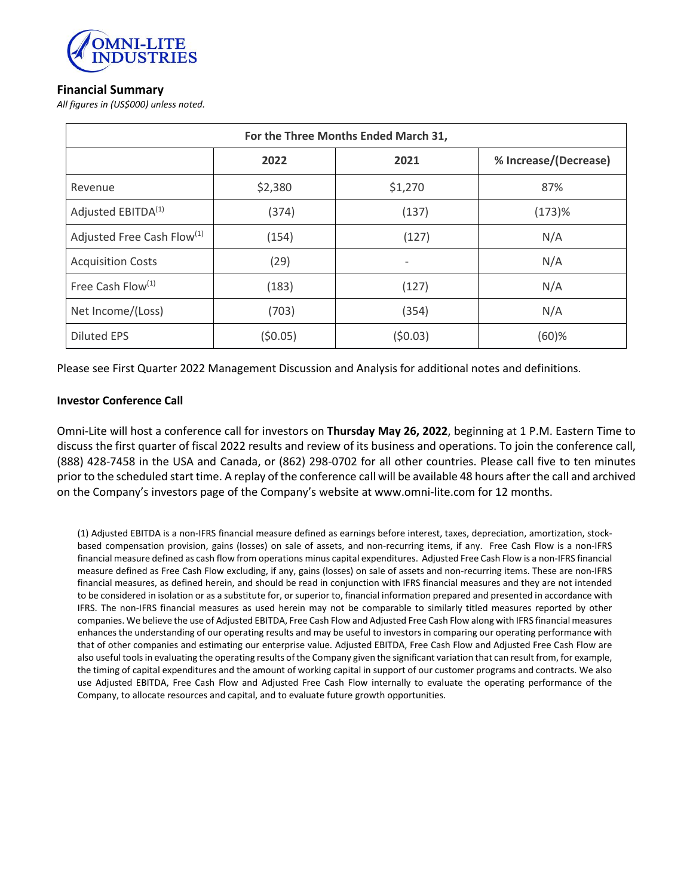## Financial Summary

*All figures in (US$000) unless noted.*

| For the Three Months Ended March 31, | | | |
|---|---|---|---|
| | 2022 | 2021 | % Increase/(Decrease) |
| Revenue | $2,380 | $1,270 | 87% |
| Adjusted EBITDA[1] | (374) | (137) | (173)% |
| Adjusted Free Cash Flow[1] | (154) | (127) | N/A |
| Acquisition Costs | (29) | - | N/A |
| Free Cash Flow[1] | (183) | (127) | N/A |
| Net Income/(Loss) | (703) | (354) | N/A |
| Diluted EPS | ($0.05) | ($0.03) | (60)% |

Please see First Quarter 2022 Management Discussion and Analysis for additional notes and definitions.

**Investor Conference Call**

Omni-Lite will host a conference call for investors on **Thursday May 26, 2022**, beginning at 1 P.M. Eastern Time to discuss the first quarter of fiscal 2022 results and review of its business and operations. To join the conference call, (888) 428-7458 in the USA and Canada, or (862) 298-0702 for all other countries. Please call five to ten minutes prior to the scheduled start time. A replay of the conference call will be available 48 hours after the call and archived on the Company's investors page of the Company's website at www.omni-lite.com for 12 months.

(1) Adjusted EBITDA is a non-IFRS financial measure defined as earnings before interest, taxes, depreciation, amortization, stock-based compensation provision, gains (losses) on sale of assets, and non-recurring items, if any. Free Cash Flow is a non-IFRS financial measure defined as cash flow from operations minus capital expenditures. Adjusted Free Cash Flow is a non-IFRS financial measure defined as Free Cash Flow excluding, if any, gains (losses) on sale of assets and non-recurring items. These are non-IFRS financial measures, as defined herein, and should be read in conjunction with IFRS financial measures and they are not intended to be considered in isolation or as a substitute for, or superior to, financial information prepared and presented in accordance with IFRS. The non-IFRS financial measures as used herein may not be comparable to similarly titled measures reported by other companies. We believe the use of Adjusted EBITDA, Free Cash Flow and Adjusted Free Cash Flow along with IFRS financial measures enhances the understanding of our operating results and may be useful to investors in comparing our operating performance with that of other companies and estimating our enterprise value. Adjusted EBITDA, Free Cash Flow and Adjusted Free Cash Flow are also useful tools in evaluating the operating results of the Company given the significant variation that can result from, for example, the timing of capital expenditures and the amount of working capital in support of our customer programs and contracts. We also use Adjusted EBITDA, Free Cash Flow and Adjusted Free Cash Flow internally to evaluate the operating performance of the Company, to allocate resources and capital, and to evaluate future growth opportunities.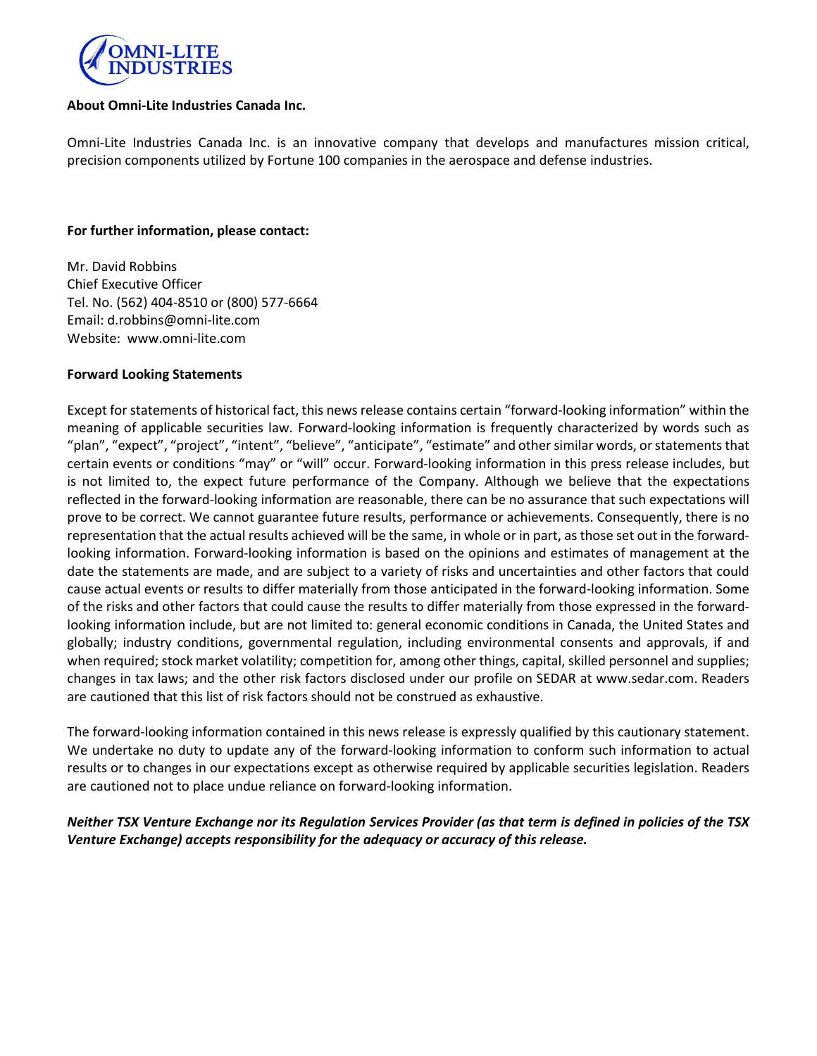**About Omni-Lite Industries Canada Inc.**

Omni-Lite Industries Canada Inc. is an innovative company that develops and manufactures mission critical, precision components utilized by Fortune 100 companies in the aerospace and defense industries.

**For further information, please contact:**

Mr. David Robbins
Chief Executive Officer
Tel. No. (562) 404-8510 or (800) 577-6664
Email: d.robbins@omni-lite.com
Website: www.omni-lite.com

**Forward Looking Statements**

Except for statements of historical fact, this news release contains certain "forward-looking information" within the meaning of applicable securities law. Forward-looking information is frequently characterized by words such as "plan", "expect", "project", "intent", "believe", "anticipate", "estimate" and other similar words, or statements that certain events or conditions "may" or "will" occur. Forward-looking information in this press release includes, but is not limited to, the expect future performance of the Company. Although we believe that the expectations reflected in the forward-looking information are reasonable, there can be no assurance that such expectations will prove to be correct. We cannot guarantee future results, performance or achievements. Consequently, there is no representation that the actual results achieved will be the same, in whole or in part, as those set out in the forward-looking information. Forward-looking information is based on the opinions and estimates of management at the date the statements are made, and are subject to a variety of risks and uncertainties and other factors that could cause actual events or results to differ materially from those anticipated in the forward-looking information. Some of the risks and other factors that could cause the results to differ materially from those expressed in the forward-looking information include, but are not limited to: general economic conditions in Canada, the United States and globally; industry conditions, governmental regulation, including environmental consents and approvals, if and when required; stock market volatility; competition for, among other things, capital, skilled personnel and supplies; changes in tax laws; and the other risk factors disclosed under our profile on SEDAR at www.sedar.com. Readers are cautioned that this list of risk factors should not be construed as exhaustive.

The forward-looking information contained in this news release is expressly qualified by this cautionary statement. We undertake no duty to update any of the forward-looking information to conform such information to actual results or to changes in our expectations except as otherwise required by applicable securities legislation. Readers are cautioned not to place undue reliance on forward-looking information.

***Neither TSX Venture Exchange nor its Regulation Services Provider (as that term is defined in policies of the TSX Venture Exchange) accepts responsibility for the adequacy or accuracy of this release.***